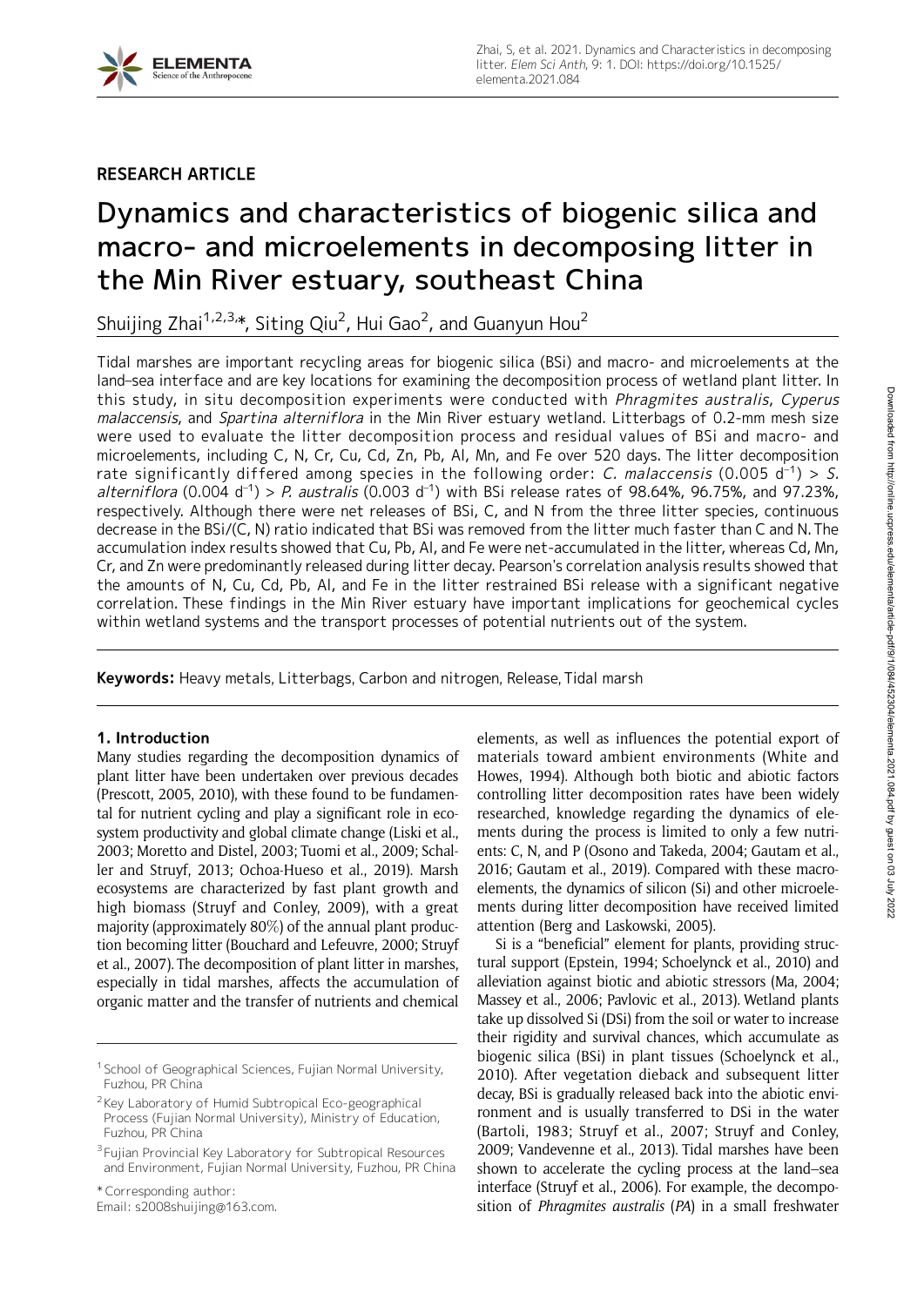## RESEARCH ARTICLE

# Dynamics and characteristics of biogenic silica and macro- and microelements in decomposing litter in the Min River estuary, southeast China

Shuijing Zhai[1,2,3,*], Siting Qiu[2], Hui Gao[2], and Guanyun Hou[2]

Tidal marshes are important recycling areas for biogenic silica (BSi) and macro- and microelements at the land–sea interface and are key locations for examining the decomposition process of wetland plant litter. In this study, in situ decomposition experiments were conducted with *Phragmites australis*, *Cyperus malaccensis*, and *Spartina alterniflora* in the Min River estuary wetland. Litterbags of 0.2-mm mesh size were used to evaluate the litter decomposition process and residual values of BSi and macro- and microelements, including C, N, Cr, Cu, Cd, Zn, Pb, Al, Mn, and Fe over 520 days. The litter decomposition rate significantly differed among species in the following order: *C. malaccensis* (0.005 $d^{-1}$) > *S. alterniflora* (0.004 $d^{-1}$) > *P. australis* (0.003 $d^{-1}$) with BSi release rates of 98.64%, 96.75%, and 97.23%, respectively. Although there were net releases of BSi, C, and N from the three litter species, continuous decrease in the BSi/(C, N) ratio indicated that BSi was removed from the litter much faster than C and N. The accumulation index results showed that Cu, Pb, Al, and Fe were net-accumulated in the litter, whereas Cd, Mn, Cr, and Zn were predominantly released during litter decay. Pearson's correlation analysis results showed that the amounts of N, Cu, Cd, Pb, Al, and Fe in the litter restrained BSi release with a significant negative correlation. These findings in the Min River estuary have important implications for geochemical cycles within wetland systems and the transport processes of potential nutrients out of the system.

**Keywords:** Heavy metals, Litterbags, Carbon and nitrogen, Release, Tidal marsh

## 1. Introduction

Many studies regarding the decomposition dynamics of plant litter have been undertaken over previous decades (Prescott, 2005, 2010), with these found to be fundamental for nutrient cycling and play a significant role in ecosystem productivity and global climate change (Liski et al., 2003; Moretto and Distel, 2003; Tuomi et al., 2009; Schaller and Struyf, 2013; Ochoa-Hueso et al., 2019). Marsh ecosystems are characterized by fast plant growth and high biomass (Struyf and Conley, 2009), with a great majority (approximately 80%) of the annual plant production becoming litter (Bouchard and Lefeuvre, 2000; Struyf et al., 2007). The decomposition of plant litter in marshes, especially in tidal marshes, affects the accumulation of organic matter and the transfer of nutrients and chemical elements, as well as influences the potential export of materials toward ambient environments (White and Howes, 1994). Although both biotic and abiotic factors controlling litter decomposition rates have been widely researched, knowledge regarding the dynamics of elements during the process is limited to only a few nutrients: C, N, and P (Osono and Takeda, 2004; Gautam et al., 2016; Gautam et al., 2019). Compared with these macroelements, the dynamics of silicon (Si) and other microelements during litter decomposition have received limited attention (Berg and Laskowski, 2005).

Si is a "beneficial" element for plants, providing structural support (Epstein, 1994; Schoelynck et al., 2010) and alleviation against biotic and abiotic stressors (Ma, 2004; Massey et al., 2006; Pavlovic et al., 2013). Wetland plants take up dissolved Si (DSi) from the soil or water to increase their rigidity and survival chances, which accumulate as biogenic silica (BSi) in plant tissues (Schoelynck et al., 2010). After vegetation dieback and subsequent litter decay, BSi is gradually released back into the abiotic environment and is usually transferred to DSi in the water (Bartoli, 1983; Struyf et al., 2007; Struyf and Conley, 2009; Vandevenne et al., 2013). Tidal marshes have been shown to accelerate the cycling process at the land–sea interface (Struyf et al., 2006). For example, the decomposition of *Phragmites australis* (*PA*) in a small freshwater

[1] School of Geographical Sciences, Fujian Normal University, Fuzhou, PR China

[2] Key Laboratory of Humid Subtropical Eco-geographical Process (Fujian Normal University), Ministry of Education, Fuzhou, PR China

[3] Fujian Provincial Key Laboratory for Subtropical Resources and Environment, Fujian Normal University, Fuzhou, PR China

\* Corresponding author:
Email: s2008shuijing@163.com.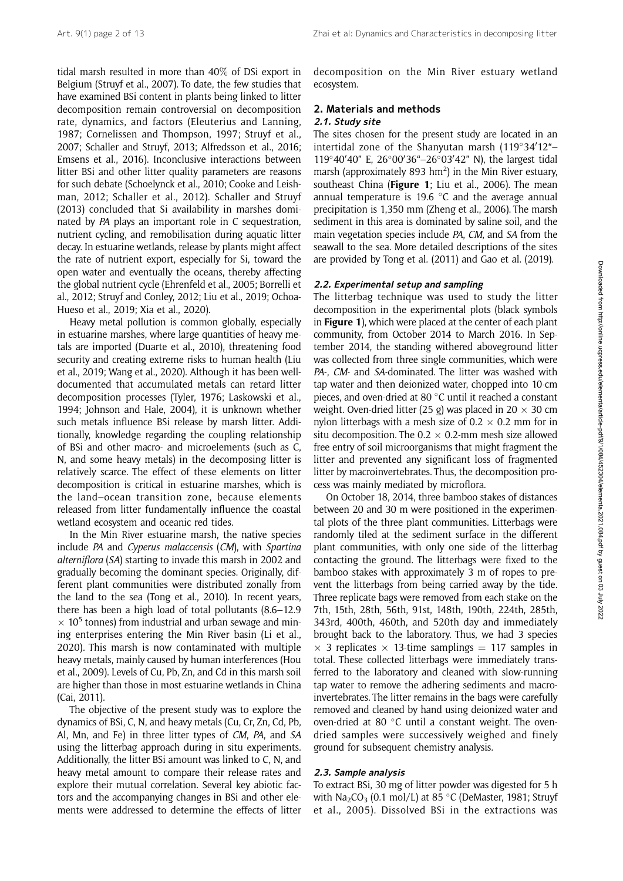tidal marsh resulted in more than 40% of DSi export in Belgium (Struyf et al., 2007). To date, the few studies that have examined BSi content in plants being linked to litter decomposition remain controversial on decomposition rate, dynamics, and factors (Eleuterius and Lanning, 1987; Cornelissen and Thompson, 1997; Struyf et al., 2007; Schaller and Struyf, 2013; Alfredsson et al., 2016; Emsens et al., 2016). Inconclusive interactions between litter BSi and other litter quality parameters are reasons for such debate (Schoelynck et al., 2010; Cooke and Leishman, 2012; Schaller et al., 2012). Schaller and Struyf (2013) concluded that Si availability in marshes dominated by *PA* plays an important role in C sequestration, nutrient cycling, and remobilisation during aquatic litter decay. In estuarine wetlands, release by plants might affect the rate of nutrient export, especially for Si, toward the open water and eventually the oceans, thereby affecting the global nutrient cycle (Ehrenfeld et al., 2005; Borrelli et al., 2012; Struyf and Conley, 2012; Liu et al., 2019; Ochoa-Hueso et al., 2019; Xia et al., 2020).

Heavy metal pollution is common globally, especially in estuarine marshes, where large quantities of heavy metals are imported (Duarte et al., 2010), threatening food security and creating extreme risks to human health (Liu et al., 2019; Wang et al., 2020). Although it has been well-documented that accumulated metals can retard litter decomposition processes (Tyler, 1976; Laskowski et al., 1994; Johnson and Hale, 2004), it is unknown whether such metals influence BSi release by marsh litter. Additionally, knowledge regarding the coupling relationship of BSi and other macro- and microelements (such as C, N, and some heavy metals) in the decomposing litter is relatively scarce. The effect of these elements on litter decomposition is critical in estuarine marshes, which is the land–ocean transition zone, because elements released from litter fundamentally influence the coastal wetland ecosystem and oceanic red tides.

In the Min River estuarine marsh, the native species include *PA* and *Cyperus malaccensis* (*CM*), with *Spartina alterniflora* (*SA*) starting to invade this marsh in 2002 and gradually becoming the dominant species. Originally, different plant communities were distributed zonally from the land to the sea (Tong et al., 2010). In recent years, there has been a high load of total pollutants (8.6–12.9 $\times 10^5$ tonnes) from industrial and urban sewage and mining enterprises entering the Min River basin (Li et al., 2020). This marsh is now contaminated with multiple heavy metals, mainly caused by human interferences (Hou et al., 2009). Levels of Cu, Pb, Zn, and Cd in this marsh soil are higher than those in most estuarine wetlands in China (Cai, 2011).

The objective of the present study was to explore the dynamics of BSi, C, N, and heavy metals (Cu, Cr, Zn, Cd, Pb, Al, Mn, and Fe) in three litter types of *CM*, *PA*, and *SA* using the litterbag approach during in situ experiments. Additionally, the litter BSi amount was linked to C, N, and heavy metal amount to compare their release rates and explore their mutual correlation. Several key abiotic factors and the accompanying changes in BSi and other elements were addressed to determine the effects of litter decomposition on the Min River estuary wetland ecosystem.

## 2. Materials and methods

### 2.1. Study site

The sites chosen for the present study are located in an intertidal zone of the Shanyutan marsh (119°34′12″–119°40′40″ E, 26°00′36″–26°03′42″ N), the largest tidal marsh (approximately 893 hm$^2$) in the Min River estuary, southeast China (**Figure 1**; Liu et al., 2006). The mean annual temperature is 19.6 °C and the average annual precipitation is 1,350 mm (Zheng et al., 2006). The marsh sediment in this area is dominated by saline soil, and the main vegetation species include *PA*, *CM*, and *SA* from the seawall to the sea. More detailed descriptions of the sites are provided by Tong et al. (2011) and Gao et al. (2019).

### 2.2. Experimental setup and sampling

The litterbag technique was used to study the litter decomposition in the experimental plots (black symbols in **Figure 1**), which were placed at the center of each plant community, from October 2014 to March 2016. In September 2014, the standing withered aboveground litter was collected from three single communities, which were *PA*-, *CM*- and *SA*-dominated. The litter was washed with tap water and then deionized water, chopped into 10-cm pieces, and oven-dried at 80 °C until it reached a constant weight. Oven-dried litter (25 g) was placed in 20 $\times$ 30 cm nylon litterbags with a mesh size of 0.2 $\times$ 0.2 mm for in situ decomposition. The 0.2 $\times$ 0.2-mm mesh size allowed free entry of soil microorganisms that might fragment the litter and prevented any significant loss of fragmented litter by macroinvertebrates. Thus, the decomposition process was mainly mediated by microflora.

On October 18, 2014, three bamboo stakes of distances between 20 and 30 m were positioned in the experimental plots of the three plant communities. Litterbags were randomly tiled at the sediment surface in the different plant communities, with only one side of the litterbag contacting the ground. The litterbags were fixed to the bamboo stakes with approximately 3 m of ropes to prevent the litterbags from being carried away by the tide. Three replicate bags were removed from each stake on the 7th, 15th, 28th, 56th, 91st, 148th, 190th, 224th, 285th, 343rd, 400th, 460th, and 520th day and immediately brought back to the laboratory. Thus, we had 3 species $\times$ 3 replicates $\times$ 13-time samplings = 117 samples in total. These collected litterbags were immediately transferred to the laboratory and cleaned with slow-running tap water to remove the adhering sediments and macroinvertebrates. The litter remains in the bags were carefully removed and cleaned by hand using deionized water and oven-dried at 80 °C until a constant weight. The oven-dried samples were successively weighed and finely ground for subsequent chemistry analysis.

### 2.3. Sample analysis

To extract BSi, 30 mg of litter powder was digested for 5 h with $Na_2CO_3$ (0.1 mol/L) at 85 °C (DeMaster, 1981; Struyf et al., 2005). Dissolved BSi in the extractions was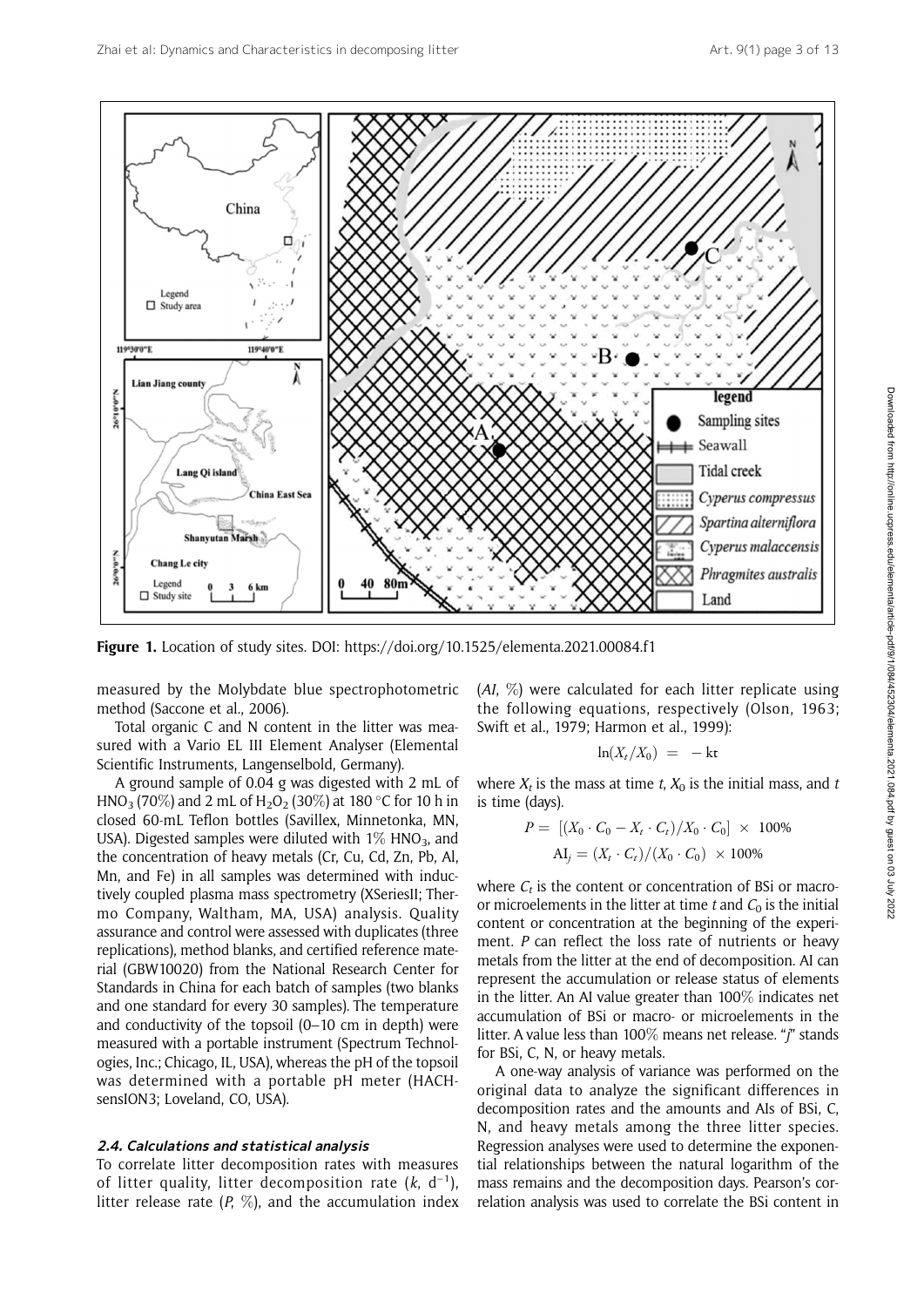China

Legend
☐ Study area

119°30'0"E

119°40'0"E

Lian Jiang county

26°10'0"N

Lang Qi island

China East Sea

Shanyutan Marsh

Chang Le city

26°0'0"N

Legend
☐ Study site

0 3 6 km

N

C

B

A

0 40 80m

legend

Sampling sites

Seawall

Tidal creek

*Cyperus compressus*

*Spartina alterniflora*

*Cyperus malaccensis*

*Phragmites australis*

Land

**Figure 1.** Location of study sites. DOI: https://doi.org/10.1525/elementa.2021.00084.f1

measured by the Molybdate blue spectrophotometric method (Saccone et al., 2006).

Total organic C and N content in the litter was measured with a Vario EL III Element Analyser (Elemental Scientific Instruments, Langenselbold, Germany).

A ground sample of 0.04 g was digested with 2 mL of $HNO_3$ (70%) and 2 mL of $H_2O_2$ (30%) at 180 °C for 10 h in closed 60-mL Teflon bottles (Savillex, Minnetonka, MN, USA). Digested samples were diluted with 1% $HNO_3$, and the concentration of heavy metals (Cr, Cu, Cd, Zn, Pb, Al, Mn, and Fe) in all samples was determined with inductively coupled plasma mass spectrometry (XSeriesII; Thermo Company, Waltham, MA, USA) analysis. Quality assurance and control were assessed with duplicates (three replications), method blanks, and certified reference material (GBW10020) from the National Research Center for Standards in China for each batch of samples (two blanks and one standard for every 30 samples). The temperature and conductivity of the topsoil (0–10 cm in depth) were measured with a portable instrument (Spectrum Technologies, Inc.; Chicago, IL, USA), whereas the pH of the topsoil was determined with a portable pH meter (HACH-sensION3; Loveland, CO, USA).

### 2.4. Calculations and statistical analysis

To correlate litter decomposition rates with measures of litter quality, litter decomposition rate ($k$, $d^{-1}$), litter release rate ($P$, %), and the accumulation index ($AI$, %) were calculated for each litter replicate using the following equations, respectively (Olson, 1963; Swift et al., 1979; Harmon et al., 1999):

$$\ln(X_t/X_0) = -kt$$

where $X_t$ is the mass at time $t$, $X_0$ is the initial mass, and $t$ is time (days).

$$P = [(X_0 \cdot C_0 - X_t \cdot C_t)/X_0 \cdot C_0] \times 100\%$$

$$AI_j = (X_t \cdot C_t)/(X_0 \cdot C_0) \times 100\%$$

where $C_t$ is the content or concentration of BSi or macro- or microelements in the litter at time $t$ and $C_0$ is the initial content or concentration at the beginning of the experiment. $P$ can reflect the loss rate of nutrients or heavy metals from the litter at the end of decomposition. AI can represent the accumulation or release status of elements in the litter. An AI value greater than 100% indicates net accumulation of BSi or macro- or microelements in the litter. A value less than 100% means net release. "$j$" stands for BSi, C, N, or heavy metals.

A one-way analysis of variance was performed on the original data to analyze the significant differences in decomposition rates and the amounts and AIs of BSi, C, N, and heavy metals among the three litter species. Regression analyses were used to determine the exponential relationships between the natural logarithm of the mass remains and the decomposition days. Pearson's correlation analysis was used to correlate the BSi content in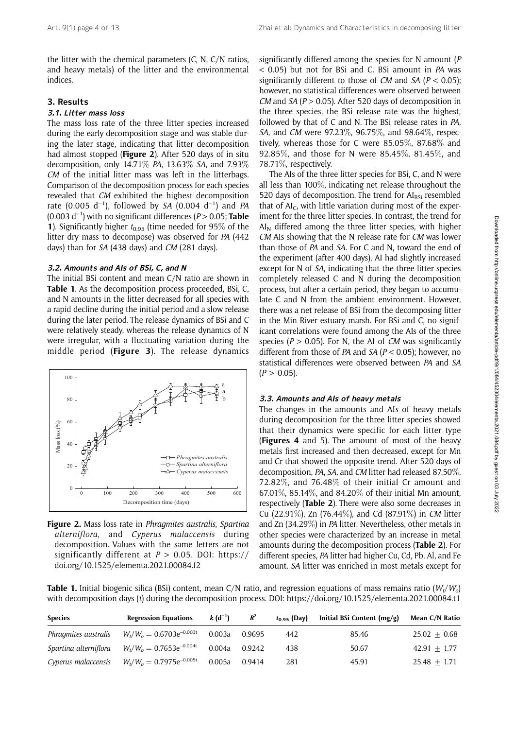the litter with the chemical parameters (C, N, C/N ratios, and heavy metals) of the litter and the environmental indices.

## 3. Results

### 3.1. Litter mass loss

The mass loss rate of the three litter species increased during the early decomposition stage and was stable during the later stage, indicating that litter decomposition had almost stopped (**Figure 2**). After 520 days of in situ decomposition, only 14.71% *PA*, 13.63% *SA*, and 7.93% *CM* of the initial litter mass was left in the litterbags. Comparison of the decomposition process for each species revealed that *CM* exhibited the highest decomposition rate (0.005 $d^{-1}$), followed by *SA* (0.004 $d^{-1}$) and *PA* (0.003 $d^{-1}$) with no significant differences ($P > 0.05$; **Table 1**). Significantly higher $t_{0.95}$ (time needed for 95% of the litter dry mass to decompose) was observed for *PA* (442 days) than for *SA* (438 days) and *CM* (281 days).

### 3.2. Amounts and AIs of BSi, C, and N

The initial BSi content and mean C/N ratio are shown in **Table 1**. As the decomposition process proceeded, BSi, C, and N amounts in the litter decreased for all species with a rapid decline during the initial period and a slow release during the later period. The release dynamics of BSi and C were relatively steady, whereas the release dynamics of N were irregular, with a fluctuating variation during the middle period (**Figure 3**). The release dynamics significantly differed among the species for N amount ($P < 0.05$) but not for BSi and C. BSi amount in *PA* was significantly different to those of *CM* and *SA* ($P < 0.05$); however, no statistical differences were observed between *CM* and *SA* ($P > 0.05$). After 520 days of decomposition in the three species, the BSi release rate was the highest, followed by that of C and N. The BSi release rates in *PA*, *SA*, and *CM* were 97.23%, 96.75%, and 98.64%, respectively, whereas those for C were 85.05%, 87.68% and 92.85%, and those for N were 85.45%, 81.45%, and 78.71%, respectively.

The AIs of the three litter species for BSi, C, and N were all less than 100%, indicating net release throughout the 520 days of decomposition. The trend for $AI_{BSi}$ resembled that of $AI_C$, with little variation during most of the experiment for the three litter species. In contrast, the trend for $AI_N$ differed among the three litter species, with higher *CM* AIs showing that the N release rate for *CM* was lower than those of *PA* and *SA*. For C and N, toward the end of the experiment (after 400 days), AI had slightly increased except for N of *SA*, indicating that the three litter species completely released C and N during the decomposition process, but after a certain period, they began to accumulate C and N from the ambient environment. However, there was a net release of BSi from the decomposing litter in the Min River estuary marsh. For BSi and C, no significant correlations were found among the AIs of the three species ($P > 0.05$). For N, the AI of *CM* was significantly different from those of *PA* and *SA* ($P < 0.05$); however, no statistical differences were observed between *PA* and *SA* ($P > 0.05$).

### 3.3. Amounts and AIs of heavy metals

The changes in the amounts and AI*s* of heavy metals during decomposition for the three litter species showed that their dynamics were specific for each litter type (**Figures 4** and 5). The amount of most of the heavy metals first increased and then decreased, except for Mn and Cr that showed the opposite trend. After 520 days of decomposition, *PA*, *SA*, and *CM* litter had released 87.50%, 72.82%, and 76.48% of their initial Cr amount and 67.01%, 85.14%, and 84.20% of their initial Mn amount, respectively (**Table 2**). There were also some decreases in Cu (22.91%), Zn (76.44%), and Cd (87.91%) in *CM* litter and Zn (34.29%) in *PA* litter. Nevertheless, other metals in other species were characterized by an increase in metal amounts during the decomposition process (**Table 2**). For different species, *PA* litter had higher Cu, Cd, Pb, Al, and Fe amount. *SA* litter was enriched in most metals except for

100
80
60
40
20
0
Mass loss (%)
0 100 200 300 400 500 600
Decomposition time (days)
a
a
b
Phragmites australis
Spartina alterniflora
Cyperus malaccensis

**Figure 2.** Mass loss rate in *Phragmites australis*, *Spartina alterniflora*, and *Cyperus malaccensis* during decomposition. Values with the same letters are not significantly different at $P > 0.05$. DOI: https://doi.org/10.1525/elementa.2021.00084.f2

**Table 1.** Initial biogenic silica (BSi) content, mean C/N ratio, and regression equations of mass remains ratio ($W_t/W_o$) with decomposition days ($t$) during the decomposition process. DOI: https://doi.org/10.1525/elementa.2021.00084.t1

| Species | Regression Equations | $k$ ($d^{-1}$) | $R^2$ | $t_{0.95}$ (Day) | Initial BSi Content (mg/g) | Mean C/N Ratio |
|---|---|---|---|---|---|---|
| *Phragmites australis* | $W_t/W_o = 0.6703e^{-0.003t}$ | 0.003a | 0.9695 | 442 | 85.46 | 25.02 ± 0.68 |
| *Spartina alterniflora* | $W_t/W_o = 0.7653e^{-0.004t}$ | 0.004a | 0.9242 | 438 | 50.67 | 42.91 ± 1.77 |
| *Cyperus malaccensis* | $W_t/W_o = 0.7975e^{-0.005t}$ | 0.005a | 0.9414 | 281 | 45.91 | 25.48 ± 1.71 |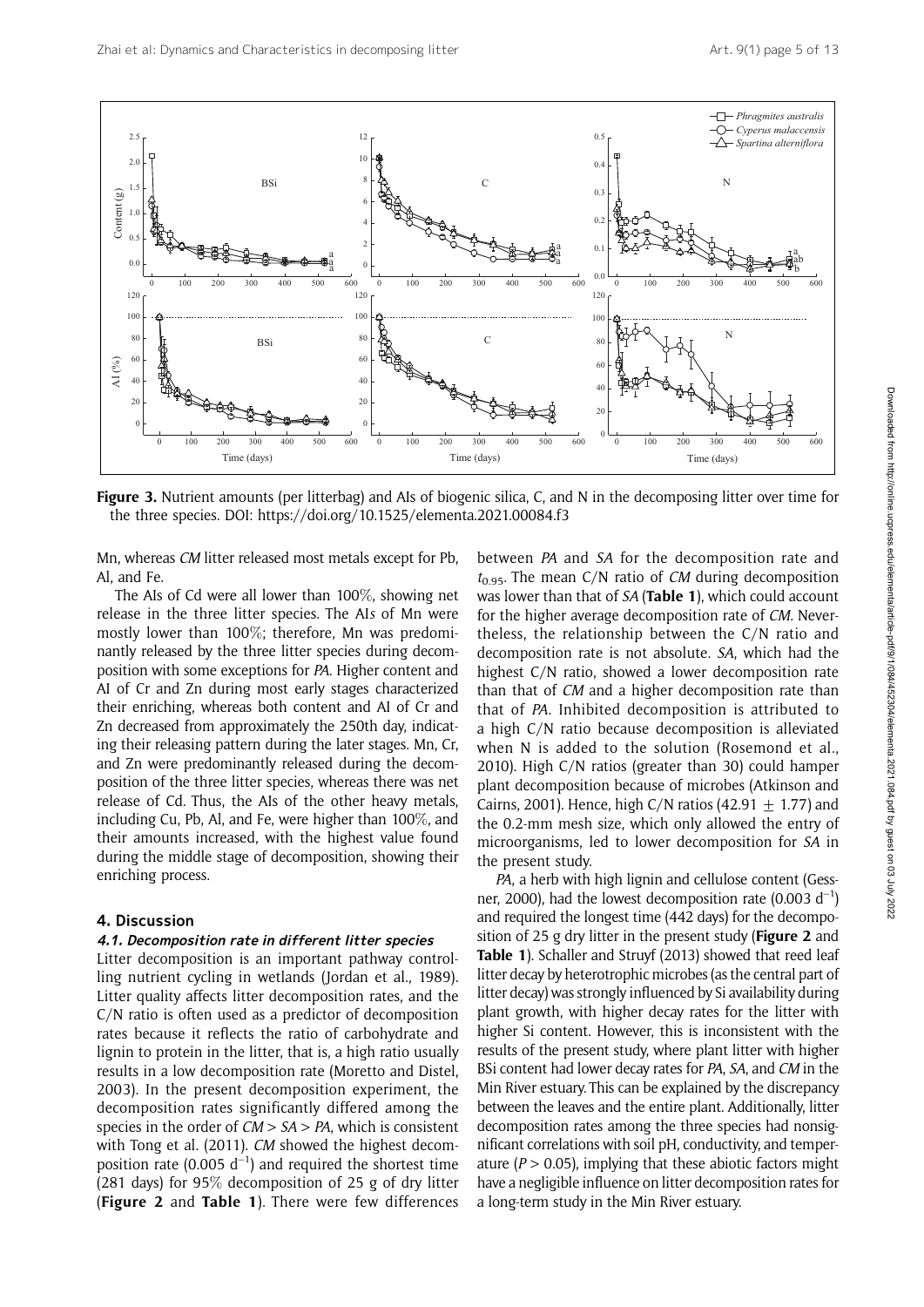−□− *Phragmites australis*
−○− *Cyperus malaccensis*
−△− *Spartina alterniflora*

BSi

C

N

Content (g)

AI (%)

Time (days)

a a a

a a a

a ab b

**Figure 3.** Nutrient amounts (per litterbag) and AIs of biogenic silica, C, and N in the decomposing litter over time for the three species. DOI: https://doi.org/10.1525/elementa.2021.00084.f3

Mn, whereas *CM* litter released most metals except for Pb, Al, and Fe.

The AIs of Cd were all lower than 100%, showing net release in the three litter species. The AIs of Mn were mostly lower than 100%; therefore, Mn was predominantly released by the three litter species during decomposition with some exceptions for *PA*. Higher content and AI of Cr and Zn during most early stages characterized their enriching, whereas both content and AI of Cr and Zn decreased from approximately the 250th day, indicating their releasing pattern during the later stages. Mn, Cr, and Zn were predominantly released during the decomposition of the three litter species, whereas there was net release of Cd. Thus, the AIs of the other heavy metals, including Cu, Pb, Al, and Fe, were higher than 100%, and their amounts increased, with the highest value found during the middle stage of decomposition, showing their enriching process.

## 4. Discussion

### 4.1. Decomposition rate in different litter species

Litter decomposition is an important pathway controlling nutrient cycling in wetlands (Jordan et al., 1989). Litter quality affects litter decomposition rates, and the C/N ratio is often used as a predictor of decomposition rates because it reflects the ratio of carbohydrate and lignin to protein in the litter, that is, a high ratio usually results in a low decomposition rate (Moretto and Distel, 2003). In the present decomposition experiment, the decomposition rates significantly differed among the species in the order of *CM* > *SA* > *PA*, which is consistent with Tong et al. (2011). *CM* showed the highest decomposition rate (0.005 $d^{-1}$) and required the shortest time (281 days) for 95% decomposition of 25 g of dry litter (**Figure 2** and **Table 1**). There were few differences between *PA* and *SA* for the decomposition rate and $t_{0.95}$. The mean C/N ratio of *CM* during decomposition was lower than that of *SA* (**Table 1**), which could account for the higher average decomposition rate of *CM*. Nevertheless, the relationship between the C/N ratio and decomposition rate is not absolute. *SA*, which had the highest C/N ratio, showed a lower decomposition rate than that of *CM* and a higher decomposition rate than that of *PA*. Inhibited decomposition is attributed to a high C/N ratio because decomposition is alleviated when N is added to the solution (Rosemond et al., 2010). High C/N ratios (greater than 30) could hamper plant decomposition because of microbes (Atkinson and Cairns, 2001). Hence, high C/N ratios (42.91 $\pm$ 1.77) and the 0.2-mm mesh size, which only allowed the entry of microorganisms, led to lower decomposition for *SA* in the present study.

*PA*, a herb with high lignin and cellulose content (Gessner, 2000), had the lowest decomposition rate (0.003 $d^{-1}$) and required the longest time (442 days) for the decomposition of 25 g dry litter in the present study (**Figure 2** and **Table 1**). Schaller and Struyf (2013) showed that reed leaf litter decay by heterotrophic microbes (as the central part of litter decay) was strongly influenced by Si availability during plant growth, with higher decay rates for the litter with higher Si content. However, this is inconsistent with the results of the present study, where plant litter with higher BSi content had lower decay rates for *PA*, *SA*, and *CM* in the Min River estuary. This can be explained by the discrepancy between the leaves and the entire plant. Additionally, litter decomposition rates among the three species had nonsignificant correlations with soil pH, conductivity, and temperature ($P > 0.05$), implying that these abiotic factors might have a negligible influence on litter decomposition rates for a long-term study in the Min River estuary.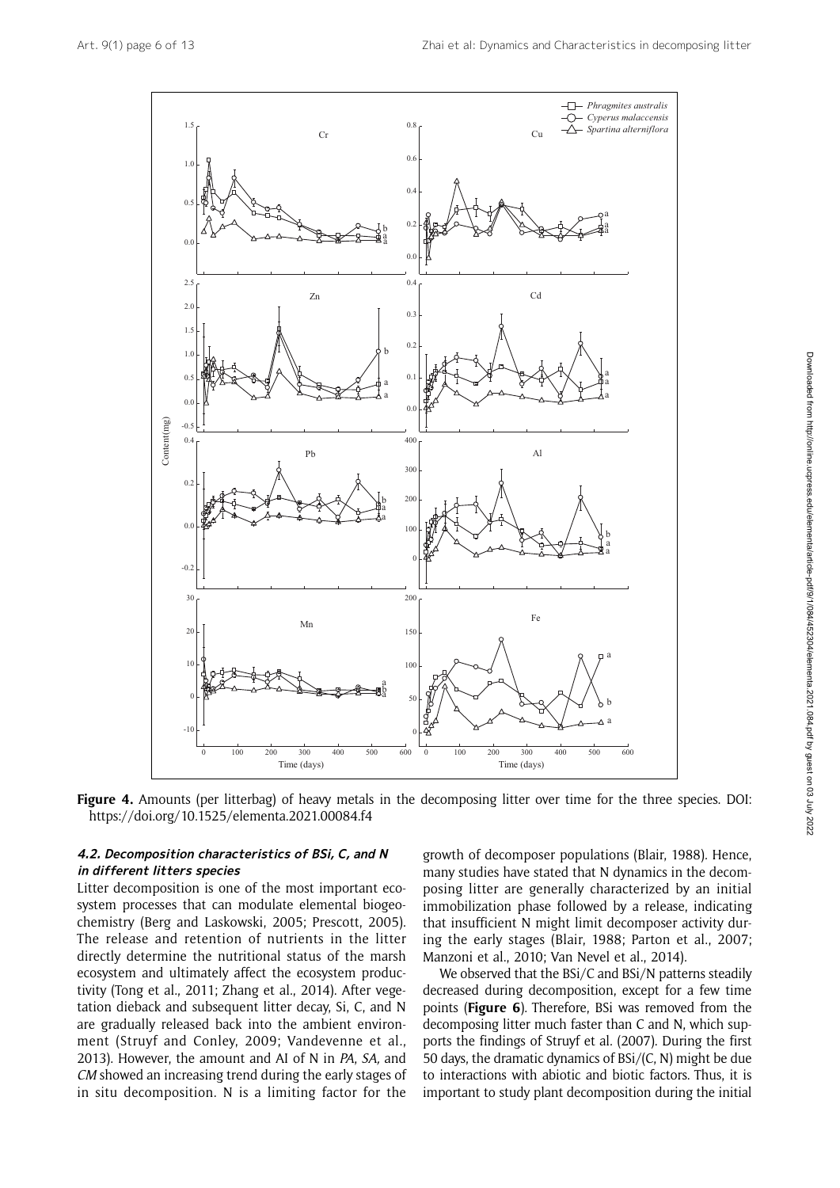Phragmites australis
Cyperus malaccensis
Spartina alterniflora

Cr
Cu
Zn
Cd
Pb
Al
Mn
Fe

Content(mg)

Time (days)

**Figure 4.** Amounts (per litterbag) of heavy metals in the decomposing litter over time for the three species. DOI: https://doi.org/10.1525/elementa.2021.00084.f4

### 4.2. Decomposition characteristics of BSi, C, and N in different litters species

Litter decomposition is one of the most important ecosystem processes that can modulate elemental biogeochemistry (Berg and Laskowski, 2005; Prescott, 2005). The release and retention of nutrients in the litter directly determine the nutritional status of the marsh ecosystem and ultimately affect the ecosystem productivity (Tong et al., 2011; Zhang et al., 2014). After vegetation dieback and subsequent litter decay, Si, C, and N are gradually released back into the ambient environment (Struyf and Conley, 2009; Vandevenne et al., 2013). However, the amount and AI of N in *PA*, *SA,* and *CM* showed an increasing trend during the early stages of in situ decomposition. N is a limiting factor for the growth of decomposer populations (Blair, 1988). Hence, many studies have stated that N dynamics in the decomposing litter are generally characterized by an initial immobilization phase followed by a release, indicating that insufficient N might limit decomposer activity during the early stages (Blair, 1988; Parton et al., 2007; Manzoni et al., 2010; Van Nevel et al., 2014).

We observed that the BSi/C and BSi/N patterns steadily decreased during decomposition, except for a few time points (**Figure 6**). Therefore, BSi was removed from the decomposing litter much faster than C and N, which supports the findings of Struyf et al. (2007). During the first 50 days, the dramatic dynamics of BSi/(C, N) might be due to interactions with abiotic and biotic factors. Thus, it is important to study plant decomposition during the initial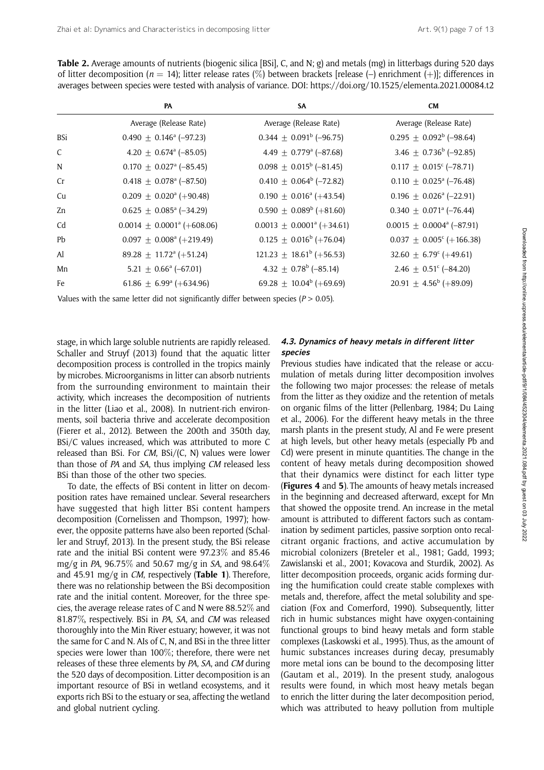**Table 2.** Average amounts of nutrients (biogenic silica [BSi], C, and N; g) and metals (mg) in litterbags during 520 days of litter decomposition ($n = 14$); litter release rates (%) between brackets [release (–) enrichment (+)]; differences in averages between species were tested with analysis of variance. DOI: https://doi.org/10.1525/elementa.2021.00084.t2

| | PA | SA | CM |
|---|---|---|---|
| | Average (Release Rate) | Average (Release Rate) | Average (Release Rate) |
| BSi | $0.490 \pm 0.146^a$ (–97.23) | $0.344 \pm 0.091^b$ (–96.75) | $0.295 \pm 0.092^b$ (–98.64) |
| C | $4.20 \pm 0.674^a$ (–85.05) | $4.49 \pm 0.779^a$ (–87.68) | $3.46 \pm 0.736^b$ (–92.85) |
| N | $0.170 \pm 0.027^a$ (–85.45) | $0.098 \pm 0.015^b$ (–81.45) | $0.117 \pm 0.015^c$ (–78.71) |
| Cr | $0.418 \pm 0.078^a$ (–87.50) | $0.410 \pm 0.064^b$ (–72.82) | $0.110 \pm 0.025^a$ (–76.48) |
| Cu | $0.209 \pm 0.020^a$ (+90.48) | $0.190 \pm 0.016^a$ (+43.54) | $0.196 \pm 0.026^a$ (–22.91) |
| Zn | $0.625 \pm 0.085^a$ (–34.29) | $0.590 \pm 0.089^b$ (+81.60) | $0.340 \pm 0.071^a$ (–76.44) |
| Cd | $0.0014 \pm 0.0001^a$ (+608.06) | $0.0013 \pm 0.0001^a$ (+34.61) | $0.0015 \pm 0.0004^a$ (–87.91) |
| Pb | $0.097 \pm 0.008^a$ (+219.49) | $0.125 \pm 0.016^b$ (+76.04) | $0.037 \pm 0.005^c$ (+166.38) |
| Al | $89.28 \pm 11.72^a$ (+51.24) | $121.23 \pm 18.61^b$ (+56.53) | $32.60 \pm 6.79^c$ (+49.61) |
| Mn | $5.21 \pm 0.66^a$ (–67.01) | $4.32 \pm 0.78^b$ (–85.14) | $2.46 \pm 0.51^c$ (–84.20) |
| Fe | $61.86 \pm 6.99^a$ (+634.96) | $69.28 \pm 10.04^b$ (+69.69) | $20.91 \pm 4.56^b$ (+89.09) |

Values with the same letter did not significantly differ between species ($P > 0.05$).

stage, in which large soluble nutrients are rapidly released. Schaller and Struyf (2013) found that the aquatic litter decomposition process is controlled in the tropics mainly by microbes. Microorganisms in litter can absorb nutrients from the surrounding environment to maintain their activity, which increases the decomposition of nutrients in the litter (Liao et al., 2008). In nutrient-rich environments, soil bacteria thrive and accelerate decomposition (Fierer et al., 2012). Between the 200th and 350th day, BSi/C values increased, which was attributed to more C released than BSi. For *CM*, BSi/(C, N) values were lower than those of *PA* and *SA*, thus implying *CM* released less BSi than those of the other two species.

To date, the effects of BSi content in litter on decomposition rates have remained unclear. Several researchers have suggested that high litter BSi content hampers decomposition (Cornelissen and Thompson, 1997); however, the opposite patterns have also been reported (Schaller and Struyf, 2013). In the present study, the BSi release rate and the initial BSi content were 97.23% and 85.46 mg/g in *PA*, 96.75% and 50.67 mg/g in *SA*, and 98.64% and 45.91 mg/g in *CM*, respectively (**Table 1**). Therefore, there was no relationship between the BSi decomposition rate and the initial content. Moreover, for the three species, the average release rates of C and N were 88.52% and 81.87%, respectively. BSi in *PA*, *SA*, and *CM* was released thoroughly into the Min River estuary; however, it was not the same for C and N. AIs of C, N, and BSi in the three litter species were lower than 100%; therefore, there were net releases of these three elements by *PA*, *SA*, and *CM* during the 520 days of decomposition. Litter decomposition is an important resource of BSi in wetland ecosystems, and it exports rich BSi to the estuary or sea, affecting the wetland and global nutrient cycling.

### 4.3. Dynamics of heavy metals in different litter species

Previous studies have indicated that the release or accumulation of metals during litter decomposition involves the following two major processes: the release of metals from the litter as they oxidize and the retention of metals on organic films of the litter (Pellenbarg, 1984; Du Laing et al., 2006). For the different heavy metals in the three marsh plants in the present study, Al and Fe were present at high levels, but other heavy metals (especially Pb and Cd) were present in minute quantities. The change in the content of heavy metals during decomposition showed that their dynamics were distinct for each litter type (**Figures 4** and **5**). The amounts of heavy metals increased in the beginning and decreased afterward, except for Mn that showed the opposite trend. An increase in the metal amount is attributed to different factors such as contamination by sediment particles, passive sorption onto recalcitrant organic fractions, and active accumulation by microbial colonizers (Breteler et al., 1981; Gadd, 1993; Zawislanski et al., 2001; Kovacova and Sturdik, 2002). As litter decomposition proceeds, organic acids forming during the humification could create stable complexes with metals and, therefore, affect the metal solubility and speciation (Fox and Comerford, 1990). Subsequently, litter rich in humic substances might have oxygen-containing functional groups to bind heavy metals and form stable complexes (Laskowski et al., 1995). Thus, as the amount of humic substances increases during decay, presumably more metal ions can be bound to the decomposing litter (Gautam et al., 2019). In the present study, analogous results were found, in which most heavy metals began to enrich the litter during the later decomposition period, which was attributed to heavy pollution from multiple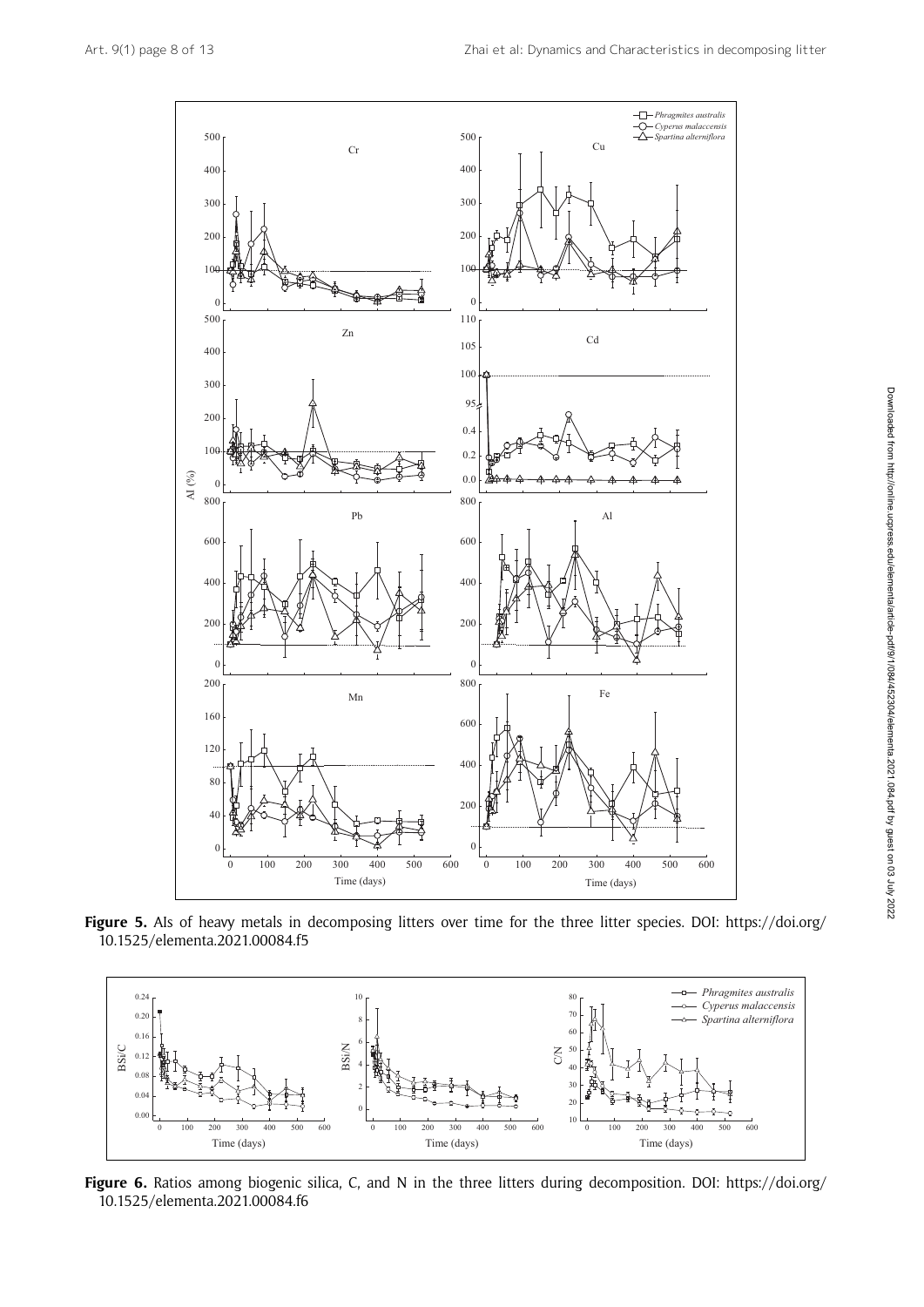**Figure 5.** AIs of heavy metals in decomposing litters over time for the three litter species. DOI: https://doi.org/10.1525/elementa.2021.00084.f5

**Figure 6.** Ratios among biogenic silica, C, and N in the three litters during decomposition. DOI: https://doi.org/10.1525/elementa.2021.00084.f6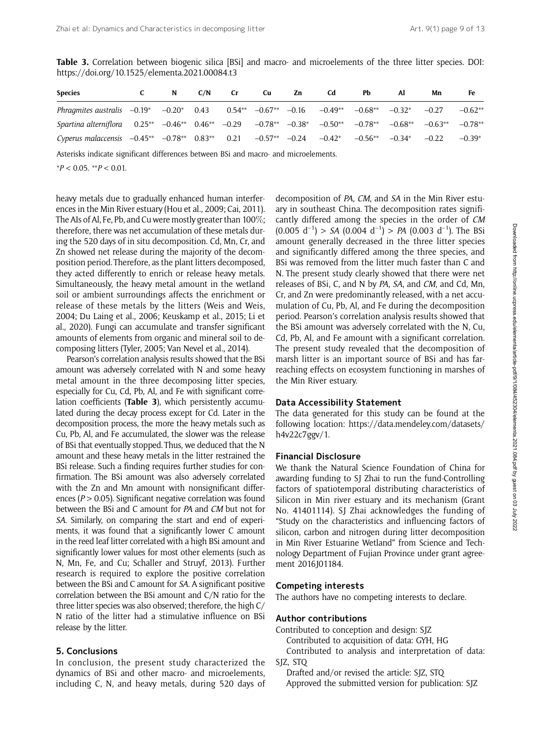**Table 3.** Correlation between biogenic silica [BSi] and macro- and microelements of the three litter species. DOI: https://doi.org/10.1525/elementa.2021.00084.t3

| Species | C | N | C/N | Cr | Cu | Zn | Cd | Pb | Al | Mn | Fe |
|---|---|---|---|---|---|---|---|---|---|---|---|
| *Phragmites australis* | −0.19* | −0.20* | 0.43 | 0.54** | −0.67** | −0.16 | −0.49** | −0.68** | −0.32* | −0.27 | −0.62** |
| *Spartina alterniflora* | 0.25** | −0.46** | 0.46** | −0.29 | −0.78** | −0.38* | −0.50** | −0.78** | −0.68** | −0.63** | −0.78** |
| *Cyperus malaccensis* | −0.45** | −0.78** | 0.83** | 0.21 | −0.57** | −0.24 | −0.42* | −0.56** | −0.34* | −0.22 | −0.39* |

Asterisks indicate significant differences between BSi and macro- and microelements.

*$P < 0.05$. **$P < 0.01$.

heavy metals due to gradually enhanced human interferences in the Min River estuary (Hou et al., 2009; Cai, 2011). The AIs of Al, Fe, Pb, and Cu were mostly greater than 100%; therefore, there was net accumulation of these metals during the 520 days of in situ decomposition. Cd, Mn, Cr, and Zn showed net release during the majority of the decomposition period. Therefore, as the plant litters decomposed, they acted differently to enrich or release heavy metals. Simultaneously, the heavy metal amount in the wetland soil or ambient surroundings affects the enrichment or release of these metals by the litters (Weis and Weis, 2004; Du Laing et al., 2006; Keuskamp et al., 2015; Li et al., 2020). Fungi can accumulate and transfer significant amounts of elements from organic and mineral soil to decomposing litters (Tyler, 2005; Van Nevel et al., 2014).

Pearson's correlation analysis results showed that the BSi amount was adversely correlated with N and some heavy metal amount in the three decomposing litter species, especially for Cu, Cd, Pb, Al, and Fe with significant correlation coefficients (**Table 3**), which persistently accumulated during the decay process except for Cd. Later in the decomposition process, the more the heavy metals such as Cu, Pb, Al, and Fe accumulated, the slower was the release of BSi that eventually stopped. Thus, we deduced that the N amount and these heavy metals in the litter restrained the BSi release. Such a finding requires further studies for confirmation. The BSi amount was also adversely correlated with the Zn and Mn amount with nonsignificant differences ($P > 0.05$). Significant negative correlation was found between the BSi and C amount for *PA* and *CM* but not for *SA*. Similarly, on comparing the start and end of experiments, it was found that a significantly lower C amount in the reed leaf litter correlated with a high BSi amount and significantly lower values for most other elements (such as N, Mn, Fe, and Cu; Schaller and Struyf, 2013). Further research is required to explore the positive correlation between the BSi and C amount for *SA*. A significant positive correlation between the BSi amount and C/N ratio for the three litter species was also observed; therefore, the high C/N ratio of the litter had a stimulative influence on BSi release by the litter.

## 5. Conclusions

In conclusion, the present study characterized the dynamics of BSi and other macro- and microelements, including C, N, and heavy metals, during 520 days of decomposition of *PA*, *CM*, and *SA* in the Min River estuary in southeast China. The decomposition rates significantly differed among the species in the order of *CM* (0.005 $d^{-1}$) > *SA* (0.004 $d^{-1}$) > *PA* (0.003 $d^{-1}$). The BSi amount generally decreased in the three litter species and significantly differed among the three species, and BSi was removed from the litter much faster than C and N. The present study clearly showed that there were net releases of BSi, C, and N by *PA*, *SA*, and *CM*, and Cd, Mn, Cr, and Zn were predominantly released, with a net accumulation of Cu, Pb, Al, and Fe during the decomposition period. Pearson's correlation analysis results showed that the BSi amount was adversely correlated with the N, Cu, Cd, Pb, Al, and Fe amount with a significant correlation. The present study revealed that the decomposition of marsh litter is an important source of BSi and has far-reaching effects on ecosystem functioning in marshes of the Min River estuary.

## Data Accessibility Statement

The data generated for this study can be found at the following location: https://data.mendeley.com/datasets/h4v22c7ggv/1.

## Financial Disclosure

We thank the Natural Science Foundation of China for awarding funding to SJ Zhai to run the fund-Controlling factors of spatiotemporal distributing characteristics of Silicon in Min river estuary and its mechanism (Grant No. 41401114). SJ Zhai acknowledges the funding of "Study on the characteristics and influencing factors of silicon, carbon and nitrogen during litter decomposition in Min River Estuarine Wetland" from Science and Technology Department of Fujian Province under grant agreement 2016J01184.

## Competing interests

The authors have no competing interests to declare.

## Author contributions

Contributed to conception and design: SJZ

Contributed to acquisition of data: GYH, HG

Contributed to analysis and interpretation of data: SJZ, STQ

Drafted and/or revised the article: SJZ, STQ

Approved the submitted version for publication: SJZ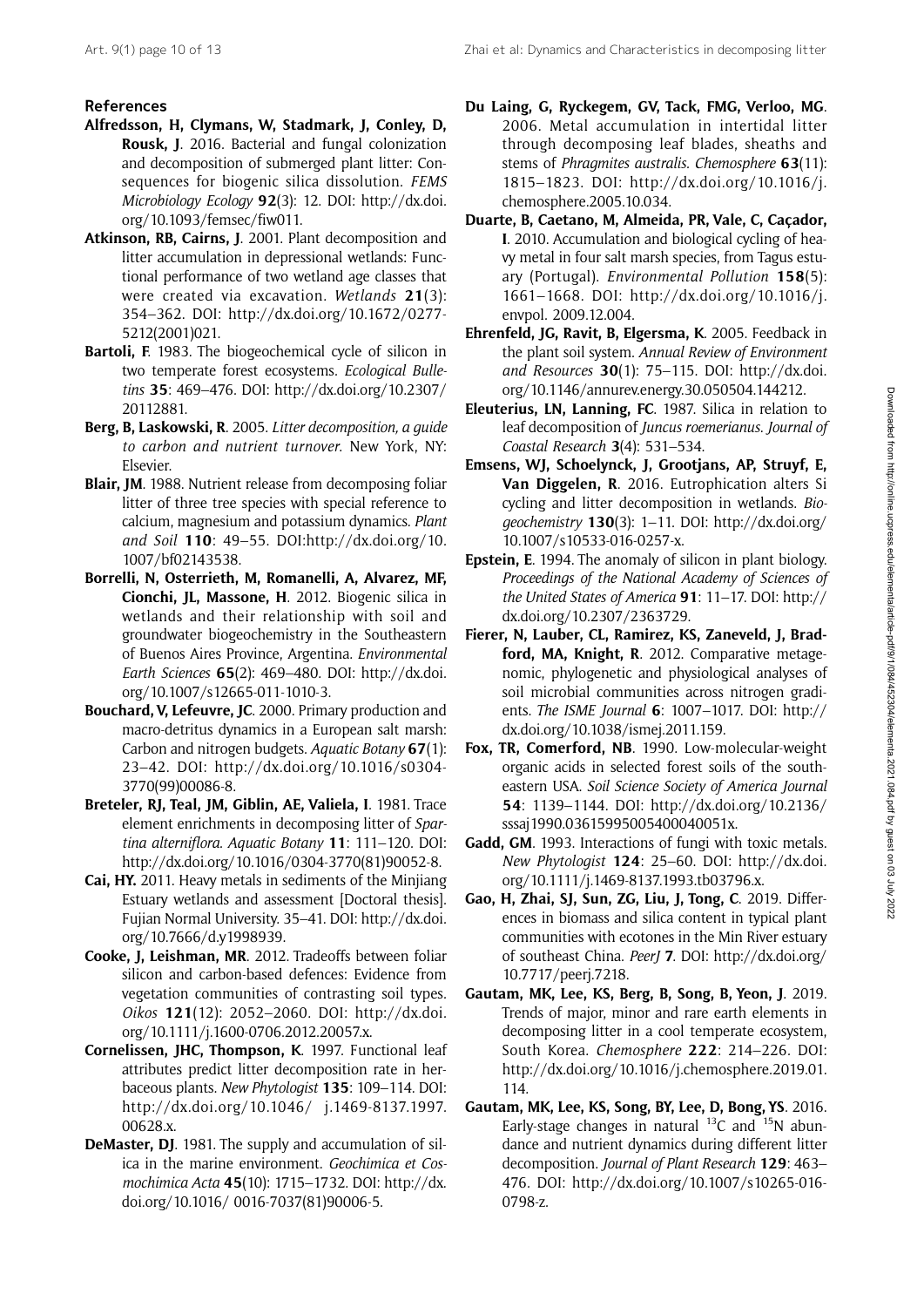## References

**Alfredsson, H, Clymans, W, Stadmark, J, Conley, D, Rousk, J**. 2016. Bacterial and fungal colonization and decomposition of submerged plant litter: Consequences for biogenic silica dissolution. *FEMS Microbiology Ecology* **92**(3): 12. DOI: http://dx.doi.org/10.1093/femsec/fiw011.

**Atkinson, RB, Cairns, J**. 2001. Plant decomposition and litter accumulation in depressional wetlands: Functional performance of two wetland age classes that were created via excavation. *Wetlands* **21**(3): 354–362. DOI: http://dx.doi.org/10.1672/0277-5212(2001)021.

**Bartoli, F**. 1983. The biogeochemical cycle of silicon in two temperate forest ecosystems. *Ecological Bulletins* **35**: 469–476. DOI: http://dx.doi.org/10.2307/20112881.

**Berg, B, Laskowski, R**. 2005. *Litter decomposition, a guide to carbon and nutrient turnover*. New York, NY: Elsevier.

**Blair, JM**. 1988. Nutrient release from decomposing foliar litter of three tree species with special reference to calcium, magnesium and potassium dynamics. *Plant and Soil* **110**: 49–55. DOI:http://dx.doi.org/10.1007/bf02143538.

**Borrelli, N, Osterrieth, M, Romanelli, A, Alvarez, MF, Cionchi, JL, Massone, H**. 2012. Biogenic silica in wetlands and their relationship with soil and groundwater biogeochemistry in the Southeastern of Buenos Aires Province, Argentina. *Environmental Earth Sciences* **65**(2): 469–480. DOI: http://dx.doi.org/10.1007/s12665-011-1010-3.

**Bouchard, V, Lefeuvre, JC**. 2000. Primary production and macro-detritus dynamics in a European salt marsh: Carbon and nitrogen budgets. *Aquatic Botany* **67**(1): 23–42. DOI: http://dx.doi.org/10.1016/s0304-3770(99)00086-8.

**Breteler, RJ, Teal, JM, Giblin, AE, Valiela, I**. 1981. Trace element enrichments in decomposing litter of *Spartina alterniflora*. *Aquatic Botany* **11**: 111–120. DOI: http://dx.doi.org/10.1016/0304-3770(81)90052-8.

**Cai, HY.** 2011. Heavy metals in sediments of the Minjiang Estuary wetlands and assessment [Doctoral thesis]. Fujian Normal University. 35–41. DOI: http://dx.doi.org/10.7666/d.y1998939.

**Cooke, J, Leishman, MR**. 2012. Tradeoffs between foliar silicon and carbon-based defences: Evidence from vegetation communities of contrasting soil types. *Oikos* **121**(12): 2052–2060. DOI: http://dx.doi.org/10.1111/j.1600-0706.2012.20057.x.

**Cornelissen, JHC, Thompson, K**. 1997. Functional leaf attributes predict litter decomposition rate in herbaceous plants. *New Phytologist* **135**: 109–114. DOI: http://dx.doi.org/10.1046/ j.1469-8137.1997.00628.x.

**DeMaster, DJ**. 1981. The supply and accumulation of silica in the marine environment. *Geochimica et Cosmochimica Acta* **45**(10): 1715–1732. DOI: http://dx.doi.org/10.1016/ 0016-7037(81)90006-5.

**Du Laing, G, Ryckegem, GV, Tack, FMG, Verloo, MG**. 2006. Metal accumulation in intertidal litter through decomposing leaf blades, sheaths and stems of *Phragmites australis*. *Chemosphere* **63**(11): 1815–1823. DOI: http://dx.doi.org/10.1016/j.chemosphere.2005.10.034.

**Duarte, B, Caetano, M, Almeida, PR, Vale, C, Caçador, I**. 2010. Accumulation and biological cycling of heavy metal in four salt marsh species, from Tagus estuary (Portugal). *Environmental Pollution* **158**(5): 1661–1668. DOI: http://dx.doi.org/10.1016/j.envpol. 2009.12.004.

**Ehrenfeld, JG, Ravit, B, Elgersma, K**. 2005. Feedback in the plant soil system. *Annual Review of Environment and Resources* **30**(1): 75–115. DOI: http://dx.doi.org/10.1146/annurev.energy.30.050504.144212.

**Eleuterius, LN, Lanning, FC**. 1987. Silica in relation to leaf decomposition of *Juncus roemerianus*. *Journal of Coastal Research* **3**(4): 531–534.

**Emsens, WJ, Schoelynck, J, Grootjans, AP, Struyf, E, Van Diggelen, R**. 2016. Eutrophication alters Si cycling and litter decomposition in wetlands. *Biogeochemistry* **130**(3): 1–11. DOI: http://dx.doi.org/10.1007/s10533-016-0257-x.

**Epstein, E**. 1994. The anomaly of silicon in plant biology. *Proceedings of the National Academy of Sciences of the United States of America* **91**: 11–17. DOI: http://dx.doi.org/10.2307/2363729.

**Fierer, N, Lauber, CL, Ramirez, KS, Zaneveld, J, Bradford, MA, Knight, R**. 2012. Comparative metagenomic, phylogenetic and physiological analyses of soil microbial communities across nitrogen gradients. *The ISME Journal* **6**: 1007–1017. DOI: http://dx.doi.org/10.1038/ismej.2011.159.

**Fox, TR, Comerford, NB**. 1990. Low-molecular-weight organic acids in selected forest soils of the southeastern USA. *Soil Science Society of America Journal* **54**: 1139–1144. DOI: http://dx.doi.org/10.2136/sssaj1990.03615995005400040051x.

**Gadd, GM**. 1993. Interactions of fungi with toxic metals. *New Phytologist* **124**: 25–60. DOI: http://dx.doi.org/10.1111/j.1469-8137.1993.tb03796.x.

**Gao, H, Zhai, SJ, Sun, ZG, Liu, J, Tong, C**. 2019. Differences in biomass and silica content in typical plant communities with ecotones in the Min River estuary of southeast China. *PeerJ* **7**. DOI: http://dx.doi.org/10.7717/peerj.7218.

**Gautam, MK, Lee, KS, Berg, B, Song, B, Yeon, J**. 2019. Trends of major, minor and rare earth elements in decomposing litter in a cool temperate ecosystem, South Korea. *Chemosphere* **222**: 214–226. DOI: http://dx.doi.org/10.1016/j.chemosphere.2019.01.114.

**Gautam, MK, Lee, KS, Song, BY, Lee, D, Bong, YS**. 2016. Early-stage changes in natural $^{13}C$ and $^{15}N$ abundance and nutrient dynamics during different litter decomposition. *Journal of Plant Research* **129**: 463–476. DOI: http://dx.doi.org/10.1007/s10265-016-0798-z.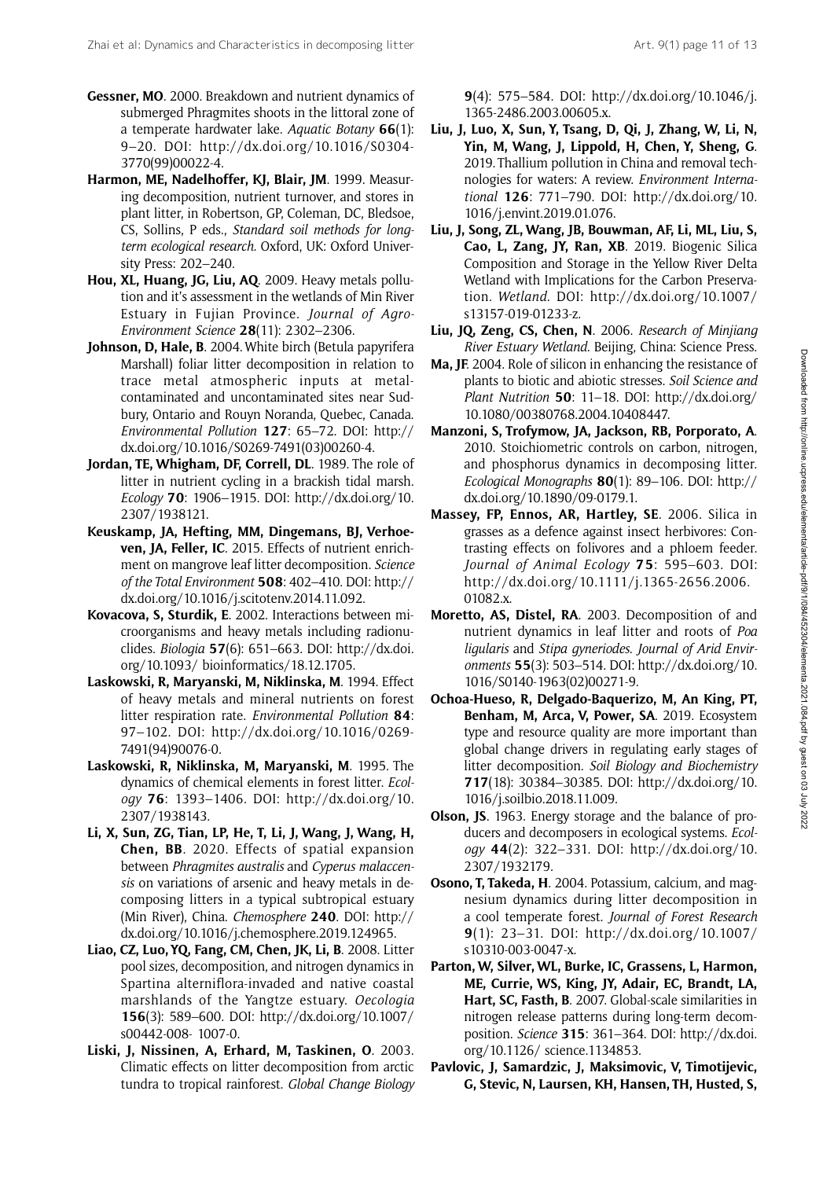**Gessner, MO**. 2000. Breakdown and nutrient dynamics of submerged Phragmites shoots in the littoral zone of a temperate hardwater lake. *Aquatic Botany* **66**(1): 9–20. DOI: http://dx.doi.org/10.1016/S0304-3770(99)00022-4.

**Harmon, ME, Nadelhoffer, KJ, Blair, JM**. 1999. Measuring decomposition, nutrient turnover, and stores in plant litter, in Robertson, GP, Coleman, DC, Bledsoe, CS, Sollins, P eds., *Standard soil methods for long-term ecological research*. Oxford, UK: Oxford University Press: 202–240.

**Hou, XL, Huang, JG, Liu, AQ**. 2009. Heavy metals pollution and it's assessment in the wetlands of Min River Estuary in Fujian Province. *Journal of Agro-Environment Science* **28**(11): 2302–2306.

**Johnson, D, Hale, B**. 2004. White birch (Betula papyrifera Marshall) foliar litter decomposition in relation to trace metal atmospheric inputs at metal-contaminated and uncontaminated sites near Sudbury, Ontario and Rouyn Noranda, Quebec, Canada. *Environmental Pollution* **127**: 65–72. DOI: http://dx.doi.org/10.1016/S0269-7491(03)00260-4.

**Jordan, TE, Whigham, DF, Correll, DL**. 1989. The role of litter in nutrient cycling in a brackish tidal marsh. *Ecology* **70**: 1906–1915. DOI: http://dx.doi.org/10.2307/1938121.

**Keuskamp, JA, Hefting, MM, Dingemans, BJ, Verhoeven, JA, Feller, IC**. 2015. Effects of nutrient enrichment on mangrove leaf litter decomposition. *Science of the Total Environment* **508**: 402–410. DOI: http://dx.doi.org/10.1016/j.scitotenv.2014.11.092.

**Kovacova, S, Sturdik, E**. 2002. Interactions between microorganisms and heavy metals including radionuclides. *Biologia* **57**(6): 651–663. DOI: http://dx.doi.org/10.1093/ bioinformatics/18.12.1705.

**Laskowski, R, Maryanski, M, Niklinska, M**. 1994. Effect of heavy metals and mineral nutrients on forest litter respiration rate. *Environmental Pollution* **84**: 97–102. DOI: http://dx.doi.org/10.1016/0269-7491(94)90076-0.

**Laskowski, R, Niklinska, M, Maryanski, M**. 1995. The dynamics of chemical elements in forest litter. *Ecology* **76**: 1393–1406. DOI: http://dx.doi.org/10.2307/1938143.

**Li, X, Sun, ZG, Tian, LP, He, T, Li, J, Wang, J, Wang, H, Chen, BB**. 2020. Effects of spatial expansion between *Phragmites australis* and *Cyperus malaccensis* on variations of arsenic and heavy metals in decomposing litters in a typical subtropical estuary (Min River), China. *Chemosphere* **240**. DOI: http://dx.doi.org/10.1016/j.chemosphere.2019.124965.

**Liao, CZ, Luo, YQ, Fang, CM, Chen, JK, Li, B**. 2008. Litter pool sizes, decomposition, and nitrogen dynamics in Spartina alterniflora-invaded and native coastal marshlands of the Yangtze estuary. *Oecologia* **156**(3): 589–600. DOI: http://dx.doi.org/10.1007/s00442-008- 1007-0.

**Liski, J, Nissinen, A, Erhard, M, Taskinen, O**. 2003. Climatic effects on litter decomposition from arctic tundra to tropical rainforest. *Global Change Biology* **9**(4): 575–584. DOI: http://dx.doi.org/10.1046/j.1365-2486.2003.00605.x.

**Liu, J, Luo, X, Sun, Y, Tsang, D, Qi, J, Zhang, W, Li, N, Yin, M, Wang, J, Lippold, H, Chen, Y, Sheng, G**. 2019. Thallium pollution in China and removal technologies for waters: A review. *Environment International* **126**: 771–790. DOI: http://dx.doi.org/10.1016/j.envint.2019.01.076.

**Liu, J, Song, ZL, Wang, JB, Bouwman, AF, Li, ML, Liu, S, Cao, L, Zang, JY, Ran, XB**. 2019. Biogenic Silica Composition and Storage in the Yellow River Delta Wetland with Implications for the Carbon Preservation. *Wetland*. DOI: http://dx.doi.org/10.1007/s13157-019-01233-z.

**Liu, JQ, Zeng, CS, Chen, N**. 2006. *Research of Minjiang River Estuary Wetland*. Beijing, China: Science Press.

**Ma, JF**. 2004. Role of silicon in enhancing the resistance of plants to biotic and abiotic stresses. *Soil Science and Plant Nutrition* **50**: 11–18. DOI: http://dx.doi.org/10.1080/00380768.2004.10408447.

**Manzoni, S, Trofymow, JA, Jackson, RB, Porporato, A**. 2010. Stoichiometric controls on carbon, nitrogen, and phosphorus dynamics in decomposing litter. *Ecological Monographs* **80**(1): 89–106. DOI: http://dx.doi.org/10.1890/09-0179.1.

**Massey, FP, Ennos, AR, Hartley, SE**. 2006. Silica in grasses as a defence against insect herbivores: Contrasting effects on folivores and a phloem feeder. *Journal of Animal Ecology* **75**: 595–603. DOI: http://dx.doi.org/10.1111/j.1365-2656.2006.01082.x.

**Moretto, AS, Distel, RA**. 2003. Decomposition of and nutrient dynamics in leaf litter and roots of *Poa ligularis* and *Stipa gyneriodes*. *Journal of Arid Environments* **55**(3): 503–514. DOI: http://dx.doi.org/10.1016/S0140-1963(02)00271-9.

**Ochoa-Hueso, R, Delgado-Baquerizo, M, An King, PT, Benham, M, Arca, V, Power, SA**. 2019. Ecosystem type and resource quality are more important than global change drivers in regulating early stages of litter decomposition. *Soil Biology and Biochemistry* **717**(18): 30384–30385. DOI: http://dx.doi.org/10.1016/j.soilbio.2018.11.009.

**Olson, JS**. 1963. Energy storage and the balance of producers and decomposers in ecological systems. *Ecology* **44**(2): 322–331. DOI: http://dx.doi.org/10.2307/1932179.

**Osono, T, Takeda, H**. 2004. Potassium, calcium, and magnesium dynamics during litter decomposition in a cool temperate forest. *Journal of Forest Research* **9**(1): 23–31. DOI: http://dx.doi.org/10.1007/s10310-003-0047-x.

**Parton, W, Silver, WL, Burke, IC, Grassens, L, Harmon, ME, Currie, WS, King, JY, Adair, EC, Brandt, LA, Hart, SC, Fasth, B**. 2007. Global-scale similarities in nitrogen release patterns during long-term decomposition. *Science* **315**: 361–364. DOI: http://dx.doi.org/10.1126/ science.1134853.

**Pavlovic, J, Samardzic, J, Maksimovic, V, Timotijevic, G, Stevic, N, Laursen, KH, Hansen, TH, Husted, S,**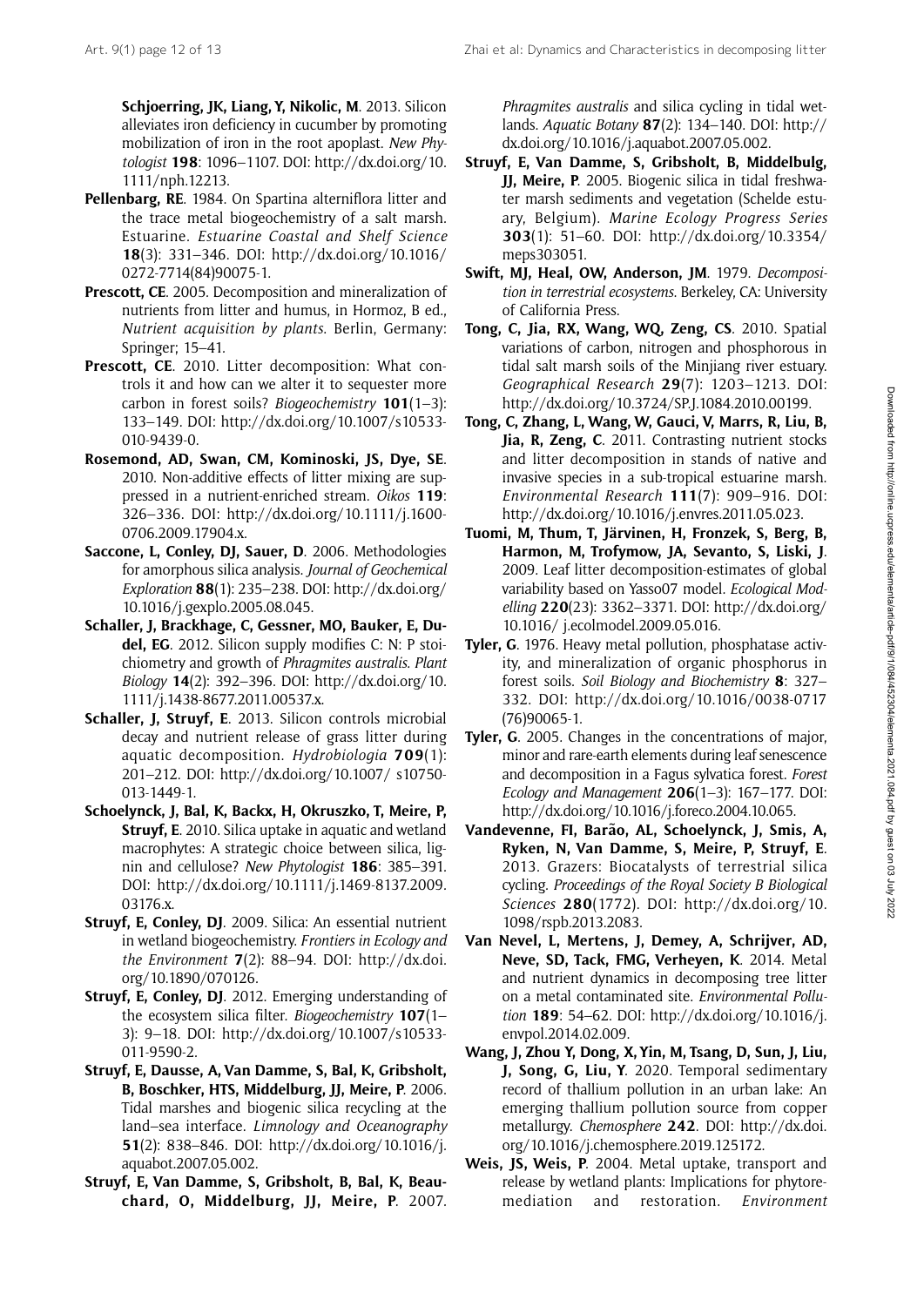**Schjoerring, JK, Liang, Y, Nikolic, M**. 2013. Silicon alleviates iron deficiency in cucumber by promoting mobilization of iron in the root apoplast. *New Phytologist* **198**: 1096–1107. DOI: http://dx.doi.org/10.1111/nph.12213.

**Pellenbarg, RE**. 1984. On Spartina alterniflora litter and the trace metal biogeochemistry of a salt marsh. Estuarine. *Estuarine Coastal and Shelf Science* **18**(3): 331–346. DOI: http://dx.doi.org/10.1016/0272-7714(84)90075-1.

**Prescott, CE**. 2005. Decomposition and mineralization of nutrients from litter and humus, in Hormoz, B ed., *Nutrient acquisition by plants*. Berlin, Germany: Springer; 15–41.

**Prescott, CE**. 2010. Litter decomposition: What controls it and how can we alter it to sequester more carbon in forest soils? *Biogeochemistry* **101**(1–3): 133–149. DOI: http://dx.doi.org/10.1007/s10533-010-9439-0.

**Rosemond, AD, Swan, CM, Kominoski, JS, Dye, SE**. 2010. Non-additive effects of litter mixing are suppressed in a nutrient-enriched stream. *Oikos* **119**: 326–336. DOI: http://dx.doi.org/10.1111/j.1600-0706.2009.17904.x.

**Saccone, L, Conley, DJ, Sauer, D**. 2006. Methodologies for amorphous silica analysis. *Journal of Geochemical Exploration* **88**(1): 235–238. DOI: http://dx.doi.org/10.1016/j.gexplo.2005.08.045.

**Schaller, J, Brackhage, C, Gessner, MO, Bauker, E, Dudel, EG**. 2012. Silicon supply modifies C: N: P stoichiometry and growth of *Phragmites australis*. *Plant Biology* **14**(2): 392–396. DOI: http://dx.doi.org/10.1111/j.1438-8677.2011.00537.x.

**Schaller, J, Struyf, E**. 2013. Silicon controls microbial decay and nutrient release of grass litter during aquatic decomposition. *Hydrobiologia* **709**(1): 201–212. DOI: http://dx.doi.org/10.1007/ s10750-013-1449-1.

**Schoelynck, J, Bal, K, Backx, H, Okruszko, T, Meire, P, Struyf, E**. 2010. Silica uptake in aquatic and wetland macrophytes: A strategic choice between silica, lignin and cellulose? *New Phytologist* **186**: 385–391. DOI: http://dx.doi.org/10.1111/j.1469-8137.2009.03176.x.

**Struyf, E, Conley, DJ**. 2009. Silica: An essential nutrient in wetland biogeochemistry. *Frontiers in Ecology and the Environment* **7**(2): 88–94. DOI: http://dx.doi.org/10.1890/070126.

**Struyf, E, Conley, DJ**. 2012. Emerging understanding of the ecosystem silica filter. *Biogeochemistry* **107**(1–3): 9–18. DOI: http://dx.doi.org/10.1007/s10533-011-9590-2.

**Struyf, E, Dausse, A, Van Damme, S, Bal, K, Gribsholt, B, Boschker, HTS, Middelburg, JJ, Meire, P**. 2006. Tidal marshes and biogenic silica recycling at the land–sea interface. *Limnology and Oceanography* **51**(2): 838–846. DOI: http://dx.doi.org/10.1016/j.aquabot.2007.05.002.

**Struyf, E, Van Damme, S, Gribsholt, B, Bal, K, Beauchard, O, Middelburg, JJ, Meire, P**. 2007. *Phragmites australis* and silica cycling in tidal wetlands. *Aquatic Botany* **87**(2): 134–140. DOI: http://dx.doi.org/10.1016/j.aquabot.2007.05.002.

**Struyf, E, Van Damme, S, Gribsholt, B, Middelbulg, JJ, Meire, P**. 2005. Biogenic silica in tidal freshwater marsh sediments and vegetation (Schelde estuary, Belgium). *Marine Ecology Progress Series* **303**(1): 51–60. DOI: http://dx.doi.org/10.3354/meps303051.

**Swift, MJ, Heal, OW, Anderson, JM**. 1979. *Decomposition in terrestrial ecosystems*. Berkeley, CA: University of California Press.

**Tong, C, Jia, RX, Wang, WQ, Zeng, CS**. 2010. Spatial variations of carbon, nitrogen and phosphorous in tidal salt marsh soils of the Minjiang river estuary. *Geographical Research* **29**(7): 1203–1213. DOI: http://dx.doi.org/10.3724/SP.J.1084.2010.00199.

**Tong, C, Zhang, L, Wang, W, Gauci, V, Marrs, R, Liu, B, Jia, R, Zeng, C**. 2011. Contrasting nutrient stocks and litter decomposition in stands of native and invasive species in a sub-tropical estuarine marsh. *Environmental Research* **111**(7): 909–916. DOI: http://dx.doi.org/10.1016/j.envres.2011.05.023.

**Tuomi, M, Thum, T, Järvinen, H, Fronzek, S, Berg, B, Harmon, M, Trofymow, JA, Sevanto, S, Liski, J**. 2009. Leaf litter decomposition-estimates of global variability based on Yasso07 model. *Ecological Modelling* **220**(23): 3362–3371. DOI: http://dx.doi.org/10.1016/ j.ecolmodel.2009.05.016.

**Tyler, G**. 1976. Heavy metal pollution, phosphatase activity, and mineralization of organic phosphorus in forest soils. *Soil Biology and Biochemistry* **8**: 327–332. DOI: http://dx.doi.org/10.1016/0038-0717(76)90065-1.

**Tyler, G**. 2005. Changes in the concentrations of major, minor and rare-earth elements during leaf senescence and decomposition in a Fagus sylvatica forest. *Forest Ecology and Management* **206**(1–3): 167–177. DOI: http://dx.doi.org/10.1016/j.foreco.2004.10.065.

**Vandevenne, FI, Barão, AL, Schoelynck, J, Smis, A, Ryken, N, Van Damme, S, Meire, P, Struyf, E**. 2013. Grazers: Biocatalysts of terrestrial silica cycling. *Proceedings of the Royal Society B Biological Sciences* **280**(1772). DOI: http://dx.doi.org/10.1098/rspb.2013.2083.

**Van Nevel, L, Mertens, J, Demey, A, Schrijver, AD, Neve, SD, Tack, FMG, Verheyen, K**. 2014. Metal and nutrient dynamics in decomposing tree litter on a metal contaminated site. *Environmental Pollution* **189**: 54–62. DOI: http://dx.doi.org/10.1016/j.envpol.2014.02.009.

**Wang, J, Zhou Y, Dong, X, Yin, M, Tsang, D, Sun, J, Liu, J, Song, G, Liu, Y**. 2020. Temporal sedimentary record of thallium pollution in an urban lake: An emerging thallium pollution source from copper metallurgy. *Chemosphere* **242**. DOI: http://dx.doi.org/10.1016/j.chemosphere.2019.125172.

**Weis, JS, Weis, P**. 2004. Metal uptake, transport and release by wetland plants: Implications for phytoremediation and restoration. *Environment*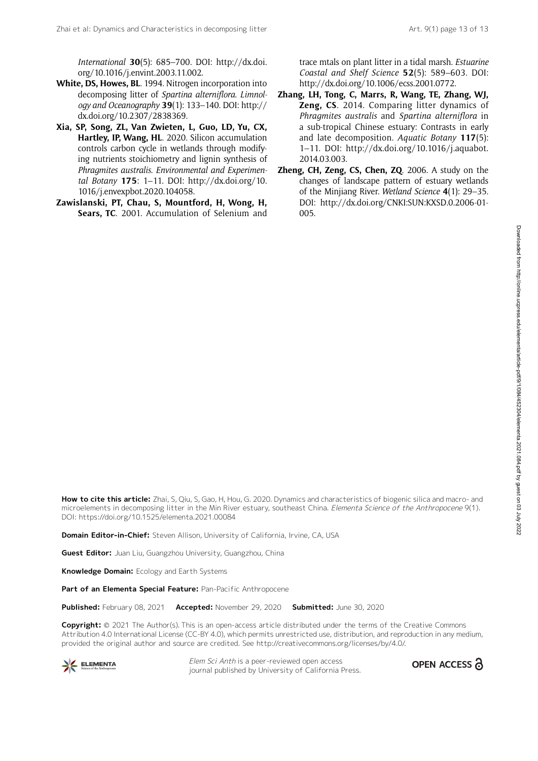*International* **30**(5): 685–700. DOI: http://dx.doi.org/10.1016/j.envint.2003.11.002.

**White, DS, Howes, BL**. 1994. Nitrogen incorporation into decomposing litter of *Spartina alterniflora*. *Limnology and Oceanography* **39**(1): 133–140. DOI: http://dx.doi.org/10.2307/2838369.

**Xia, SP, Song, ZL, Van Zwieten, L, Guo, LD, Yu, CX, Hartley, IP, Wang, HL**. 2020. Silicon accumulation controls carbon cycle in wetlands through modifying nutrients stoichiometry and lignin synthesis of *Phragmites australis*. *Environmental and Experimental Botany* **175**: 1–11. DOI: http://dx.doi.org/10.1016/j.envexpbot.2020.104058.

**Zawislanski, PT, Chau, S, Mountford, H, Wong, H, Sears, TC**. 2001. Accumulation of Selenium and trace mtals on plant litter in a tidal marsh. *Estuarine Coastal and Shelf Science* **52**(5): 589–603. DOI: http://dx.doi.org/10.1006/ecss.2001.0772.

**Zhang, LH, Tong, C, Marrs, R, Wang, TE, Zhang, WJ, Zeng, CS**. 2014. Comparing litter dynamics of *Phragmites australis* and *Spartina alterniflora* in a sub-tropical Chinese estuary: Contrasts in early and late decomposition. *Aquatic Botany* **117**(5): 1–11. DOI: http://dx.doi.org/10.1016/j.aquabot.2014.03.003.

**Zheng, CH, Zeng, CS, Chen, ZQ**. 2006. A study on the changes of landscape pattern of estuary wetlands of the Minjiang River. *Wetland Science* **4**(1): 29–35. DOI: http://dx.doi.org/CNKI:SUN:KXSD.0.2006-01-005.

**How to cite this article:** Zhai, S, Qiu, S, Gao, H, Hou, G. 2020. Dynamics and characteristics of biogenic silica and macro- and microelements in decomposing litter in the Min River estuary, southeast China. *Elementa Science of the Anthropocene* 9(1). DOI: https://doi.org/10.1525/elementa.2021.00084

**Domain Editor-in-Chief:** Steven Allison, University of California, Irvine, CA, USA

**Guest Editor:** Juan Liu, Guangzhou University, Guangzhou, China

**Knowledge Domain:** Ecology and Earth Systems

**Part of an Elementa Special Feature:** Pan-Pacific Anthropocene

**Published:** February 08, 2021 **Accepted:** November 29, 2020 **Submitted:** June 30, 2020

**Copyright:** © 2021 The Author(s). This is an open-access article distributed under the terms of the Creative Commons Attribution 4.0 International License (CC-BY 4.0), which permits unrestricted use, distribution, and reproduction in any medium, provided the original author and source are credited. See http://creativecommons.org/licenses/by/4.0/.

*Elem Sci Anth* is a peer-reviewed open access journal published by University of California Press.

**OPEN ACCESS**